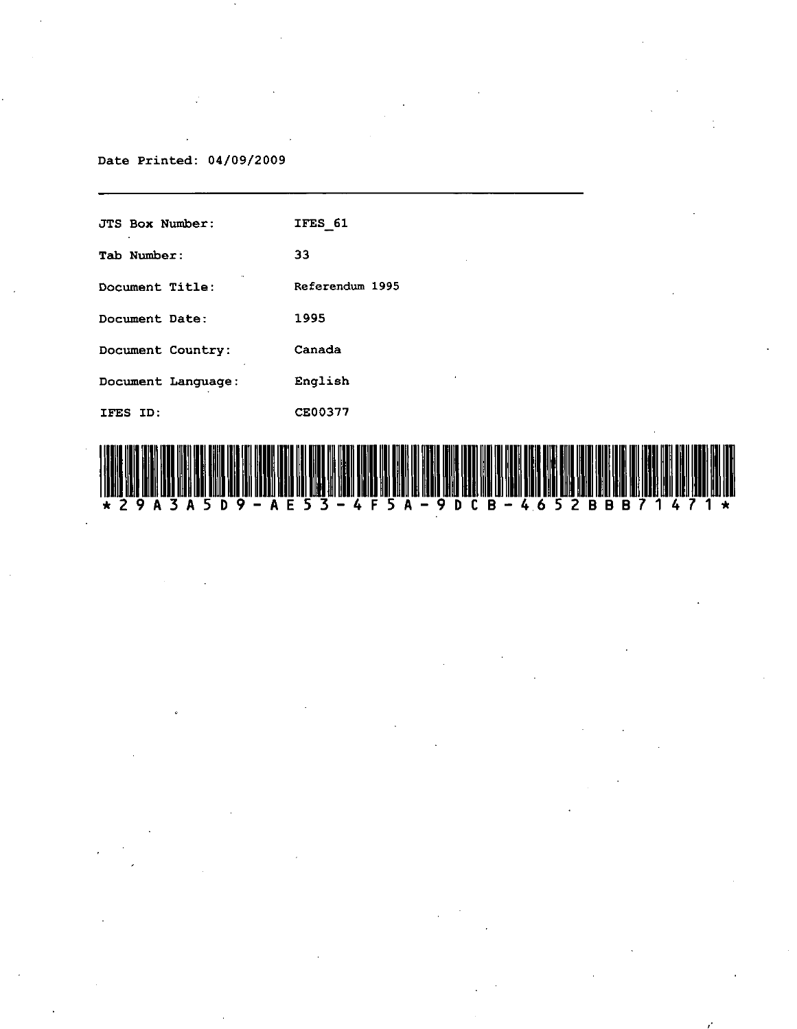Date Printed: 04/09/2009

---

| | |
|---|---|
| JTS Box Number: | IFES_61 |
| Tab Number: | 33 |
| Document Title: | Referendum 1995 |
| Document Date: | 1995 |
| Document Country: | Canada |
| Document Language: | English |
| IFES ID: | CE00377 |

*29A3A5D9-AE53-4F5A-9DCB-4652BBB71471*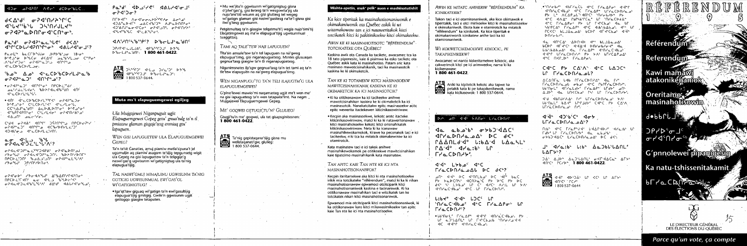1 800 461-0422

1 800 537-0644

## Muta ms't elapuguemgewei egiljeg

*Ula Mujgajewei Niganpuguit ugjit Elapuguemgewei Gepeg getu' gnua'tulg ta'n tl pmiatew glaman gisgaje'teg enmiaq gtu' lapuguen.*

WEN GISI LAPUGUETEW ULA ELAPUGUEMGEWEI GEPEG?

Ta'n te'sit Ganaties, amuj piamiw metla'sipuna't jel ugumuljin aq plamiw asugom te'sijig tepgunsetg wigit ula Gepeg na gisi lapuguetew ta'n telipgije'g naswi'gas'g ugwisunm wi'gatignitug ula ta'nig elapugua'tijig.

TAL NASWI'GMUJ MIMAJUINU UGWISUNM TA'NIG GGTIGIG UGWISUNMUAL EWI'GAS'GL WI'GATIGNIGTUG?

- Iga'qt'tew giguaq wi'gatign ta'n ewi'gasultijig elapugua'tijig gmitgig. Gwile'n ggwisunm ugjit gelogogo giasgiw tetaputen.
- Mu we'litu'n ggwisunm wi'gatignitug gisna o'pliwi'gas'g, gisi lietesg ta'n wesgowita'jig ula nujo'timi'titl wisunn aq gisi gluttesg tel wegeg wi'gatign glaman gisi naswi'gusitesg na'te'l gisna gisi ilwi'g'tesg ggwisunm.

Petgitmultaq ta'n giasgiw telqatmu'ti'j wegla nujo'timi'tij Elaqatimgewei aq ma'w elapugua'tijig ugwisunmual tuaggittaq.

TAMI AQ TALE'TEW NAJI LAPUGUEN?

Tita'sin amsale'tew ta'n tel lapuguen na na'gweg elapugua'timg, gisi niganapuguetesg. Msntes glusuaqan gegnua'taqa giasgiw ta'n tel lapuguein.

Niganimsnates lla'sgw gegnua'tasg ta'n tet tami aq ta'n tle'tew elapuguen na na'gweg elapugua'timg.

WEN NIGANPUGU'TG TA'N TELI ILAJUGTM'G ULA ELAPUGUEMGEWEI?

G'pino'lewei mawio'mi naqamasteg ugjit ms't wen me' na gisi lapuguetesg ta'n wen tetapuite'lmt. Na negm Mujgajewei Elapuguemgewei Gepeg.

ME' GOQWEI GETUGJI'TU'N? GLULIEG!

Gtugji'tu'n me' goqwei, ula tet gisapsginitesnen: **1 800 461-0422.**

Ta'nig gepistagana'tijig gisna mu welistaqana't'gw, gluliey: 1 800 537-0644.

## Mishta-apitin, muk pek auen e mashinatutishit

*Ka kice tipeniak ka masinahotisonaniwonik e okimakaniwonik ota Québec askik ki wi witamakowaw tan e ici natawentakok kitci totcikatek kitci ki pakitinikoekw kitci okimakeekw.*

AWIN KE KI MASINAHOTISOTC "RÉFÉRENDUM" TOTCIKATEKE OTA QUÉBEC?

Kaskina awik ota Canada ka tackitc, awacamec tca ka 18 tato piponesitc, kaie 6 pisimwa ka esko tackitc ota Québec askik kata ki masinahotiso. Patam aric kata masinaso mawotcisinahikanik, taci ka masinasotcik kaskina ke ki okimakeitc.

TAN KE KI TOTAMEKW KITCI MASINASOEKW MAWITCISINAHIKANIK KASKINA KE KI OKIMAKETCIK KA ICI MASINASOTCIK?

- Ki ka otitikonawaw ka ici tacikeekw anihwe mawotcisinahikan kaskina ke ki okimaketcik ka ici masinasotcik. Nanakatcitakw epitc masinasoekw acitc epitc wewerita itactekewen kiticinikasowiniwaw.
- Kecpin aka masinasoekwe, kekotc arotc itactekc kiticinikasowiniwaw, matci ki ka ki natawentenawaw kitci masinahotsoekw kekotc kitci orisinahiatek kiticinikasowiniwaw. Neta ki ka icanawaw masinahikewokamokok, kirawe ka peconakok taci e ici tacikeekw, niki tca ka mitatcik okimakewinw ka ici otamirotcik.

Kata masinatew taci e ici takok anihwe masinahikewokamokok pe otitikoekwe mawitcisinahikan kaie tipatcimo masinahikanik kata masinatew.

TAN APITC KAIE TAN NTE KE ICI NTA MASINAHOTISONANIWOK?

Kecpin itelitamekwe aka kitci ki nta masinahotisoekw irikik mia totcikateke "référendum", matci ki ka ki nikan masinahotisonawaw epwamoci otcitciparik kitci masinahotisonaniwok kaskina e tacinaniwok. Ki ka otitikonawaw masinahikan taci e witcikatek tan ke totcikatek nikan kitci masinahotisonaniwok.

Epwamoci mia otcitciparik kitci masinahotisonaniwok, ki ka otitikonawaw karo kitci mikawasimikoekw tan apitc kaie Tan nte ke ici nta masinahotisoekw.

AWIN KE MITATC AMIHERIW "RÉFÉRENDUM" KA ICINIKATERIK?

Takon taci e ici otamirotaniwok, aka kice okimawok e tiperitakik, taci e otci mirikoekw kitci ki masinahotisoekw e okimakaniwok. Ekota kaie e otamirotcik ka mitatcik "référendum" ka icinikatek. Ka kice tiperitak e okimakaniwonik icinikatew anihe taci ka ici otamirotaniwok.

WI KOKWETCIKEMOEKWE KEKOCIC, PE TAKAPIKENIKEKW?

Awacamec wi nanto kiskeritamekwe kekocic, aka cakwerimok kitci pe ici arimweekw, nama ki ka kicikenawaw: **1 800 461-0422.**

Aniki ka kipitcitek kekotc aka tapwe ka petakik kata ki pe takapikenikewok, nama kata kicikasowok: 1 800 537-0644.

1 800 461-0422

1 800 537-0644

# RÉFÉRENDUM 1995

Référendum

Referendum

Kawi mamawi atakonikéniaiok

Oreritamo masinahotisowin

G'pnnolewei pipanigesig

Ka natu-tshissenitakamit

LE DIRECTEUR GÉNÉRAL DES ÉLECTIONS DU QUÉBEC

*Parce qu'un vote, ça compte*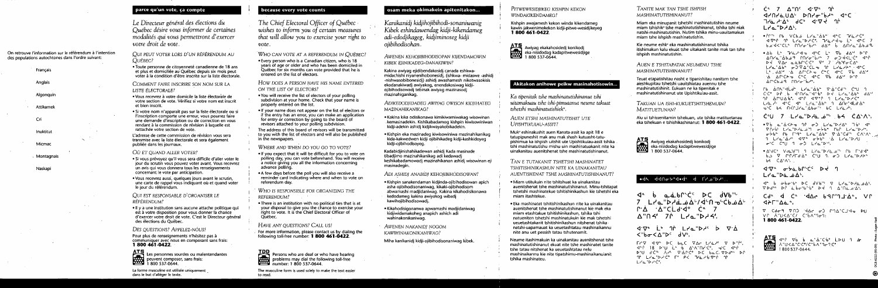On retrouve l'information sur le référendum à l'intention des populations autochtones dans l'ordre suivant:

- Français
- Anglais
- Algonquin
- Attikamek
- Cri
- Inuktitut
- Micmac
- Montagnais
- Naskapi

## parce qu'on vote, ça compte

*Le Directeur général des élections du Québec désire vous informer de certaines modalités qui vous permettront d'exercer votre droit de vote.*

### QUI PEUT VOTER LORS D'UN RÉFÉRENDUM AU QUÉBEC?

- Toute personne de citoyenneté canadienne de 18 ans et plus et domiciliée au Québec depuis six mois peut voter à la condition d'être inscrite sur la liste électorale.

### COMMENT FAIRE INSCRIRE SON NOM SUR LA LISTE ÉLECTORALE?

- Vous recevrez à votre domicile la liste électorale de votre section de vote. Vérifiez si votre nom est inscrit et bien inscrit.
- Si votre nom n'apparaît pas sur la liste électorale ou si l'inscription comporte une erreur, vous pourrez faire une demande d'inscription ou de correction en vous rendant à la commission de révision à laquelle est rattachée votre section de vote.

L'adresse de cette commission de révision vous sera transmise avec la liste électorale et sera également publiée dans les journaux.

### OÙ ET QUAND ALLER VOTER?

- Si vous prévoyez qu'il vous sera difficile d'aller voter le jour du scrutin vous pouvez voter avant. Vous recevrez un avis qui vous donnera tous les renseignements concernant le vote par anticipation.
- Vous recevrez aussi, quelques jours avant le scrutin, une carte de rappel vous indiquant où et quand voter le jour du référendum.

### QUI EST RESPONSABLE D'ORGANISER LE RÉFÉRENDUM?

- Il y a une institution sans aucune attache politique qui est à votre disposition pour vous donner la chance d'exercer votre droit de vote. C'est le Directeur général des élections du Québec.

### DES QUESTIONS? APPELEZ-NOUS!

Pour plus de renseignements n'hésitez pas à communiquer avec nous en composant sans frais: **1 800 461-0422**

ATS Les personnes sourdes ou malentendantes peuvent composer, sans frais: 1 800 537-0644.

La forme masculine est utilisée uniquement dans le but d'alléger le texte.

## because every vote counts

*The Chief Electoral Officer of Québec wishes to inform you of certain measures that will allow you to exercise your right to vote.*

### WHO CAN VOTE AT A REFERENDUM IN QUÉBEC?

- Every person who is a Canadian citizen, who is 18 years of age or older and who has been domiciled in Québec for six months can vote provided that he is entered on the list of electors.

### HOW DOES A PERSON HAVE HIS NAME ENTERED ON THE LIST OF ELECTORS?

- You will receive the list of electors of your polling subdivision at your home. Check that your name is properly entered on the list.
- If your name does not appear on the list of electors or if the entry has an error, you can make an application for entry or correction by going to the board of revisers attached to your polling subdivision.

The address of this board of revisers will be transmitted to you with the list of electors and will also be published in the newspapers.

### WHERE AND WHEN DO YOU GO TO VOTE?

- If you expect that it will be difficult for you to vote on polling day, you can vote beforehand. You will receive a notice giving you all the information concerning advance polling.
- A few days before the poll you will also receive a reminder card indicating where and when to vote on referendum day.

### WHO IS RESPONSIBLE FOR ORGANIZING THE REFERENDUM?

- There is an institution with no political ties that is at your disposal to give you the chance to exercise your right to vote. It is the Chief Electoral Officer of Québec.

### HAVE ANY QUESTIONS? CALL US!

For more information, please contact us by dialing the following toll-free number: **1 800 461-0422**.

TDD Persons who are deaf or who have hearing problems may dial the following toll-free number: 1 800 537-0644.

The masculine form is used solely to make the text easier to read.

## osam meka okimakein apitenitakon...

*Kanikanidj kadjihojibihodi-sonaniwanig Kibek eshindawendag kidji-kikendameg adi-edodjikageg, kidjiminoseg kidji ojibihodisohan.*

### AWENEN KEHOJIBIHODISOPAN KIJENDAMOWIN KIBEK EJINIKADEG-DANAKIWIN?

Kakina awiyag ejidibendakosidj canada eshkwa-midachishi niyaneninhobonesidj, (ishkwa- midawse -ashidj -nishwasobibonesidj) ashidj awashamesh nikotwasokisis ekodanakiwadj awiyakog, enendakosiwag kidji-ojibihodisowodj tebinak awiyag mazinasodj mazinahiganikag.

### ADIKEDODJIDADEG AWIYAG OWISON KIDJIHATEG MAZINAHIKANIKAG?

- Kakina kika odisikonawa kimiwimawikag wisowinan kemasinadekin. Kishibabadamog kishpin kiwisowiniwan kidji-adekin ashidj kidjikwayakobikadekin.
- Kishpin eka mazinadeg kiwisowiniwa mazinahikanikag kida-kakwedwon kidji ojibihikadeg kidji-kashkidoyeg kidji-ojibihodisoyeg.

Kadabidjinishahikadewan ashidj Kada masinade tibadjimo mazinahikanikag adi kedawadj keshikabadamowadj mazinahikanan ashidj wisowinan eji masinadegin.

### ADI ASHIDJ ANABIDJ KEHOJIBIHODISOWAN?

- Kishpin sanakendaman kidjinda-ojibihodisowan apich asha ojibihodisonaniwag, kikaki-ojibihodison abwamashi madjidaniwag. Kakina kikahodisikonawa kedodameg kakina awiyakog wibadj kawihojibihodisowadj.
- Kikahodisigonanwa apwamashi madjidaniwag kidjiwidamakoheg anapich ashich adi wahinakonikaniwang.

### AWENEN NAKANIDJ NOGOM KAWIHINAKONIKANIWAG?

Miha kanikanidj kidji-ojibihodisonaniwag kibek.

## PITWEWESIDJIKEG KISHPIN KEKON WINDAKIKENDAMEG?

Kishpin awajamesh kekon winda kikendameg kawin jakwenimokekon kidji-pitwe-wesidjikeyeg **1 800 461-0422**.

ATS Awiyag ekakahosidedj konikodj eka-nisidotag kadapitwewesidjige 1 800 537-0644.

## Akitakon anihowe peikw masinahotisowin...

*Ka tipenitak tshe mashinatutishinanu tshi uitamakuau tshe tshi-pimuatnut neume takuat tshetshi mashinatutishiek.*

### AUEN ETSHI MASHINATUTSHIT UTE UPISHTIKUIAU-ASSIT?

Muk" eshinakushit auen Kanata-assit ka apit 18 e tatupipuneshit mak anu mak shash kutuasht-tatu-pishimua ka ishpish uitshit ute Upishtikuiau-assit tshika tshi mashinatutishu ninshu uin mashinatuakanit nite ka uinakanitau auenitshenat tshe mashinatutishinanut.

### TAN E TUTAKANIT TSHETSHI MASHINATET TSHITISHINIKASHUN NITE KA UINAKANITAU AUENITSHENAT TSHE MASHINATUTISHINANUT?

- Miam utitukuin nite tshitshuat ka uinakanitau auenitshenat tshe mashinatutishinanut. Minu-tshitapat tshetshi mashinatekue tshitishinikashun kie tshetshi eka miam itashtekue.
- Eka mashinatet tshitishinikashun nite ka uinakanitau auenitshenat tshe mashinatutishinanut kie mak eka miam etashtakue tshitishinikashun, tshika tshi natuenitam tshetshi mashinatukuin kie mak tshetshi ueuetashtakanit tshitishinikashun nitshenat tshika natshi-uapamauat ka ueuetashtatau mashinaikannu nite anu uet pessish tatau tshutenamit.

Neume itashimakuin ka uinakanitau auenitshenat tshe mashinatutishinanut ekuat nite tshe mashinatet tanite tshe tatau nitshenat ka ueuetashtatau nelu mashinaikannu kie nite tipatshimu-mashinaikanuianit tshika mashinateu.

## TANITE MAK TAN TSHE ISHPISH MASHINATUTSHINANUT?

Miam eka minupanit tshetshi mashinatutshin neume miam tshishik" tshe mashinatutishinanut, tshika tshi niak natshi-mashinatutshin. Nutim tshika minu-uauitamakun miam tshe ishpish mashinatutshin.

Kie neume eshk" eka mashinatutishinanut tshika itishimakun kalu ekuat tshe uitakanit tanite mak tan tshe ishpish mashinatutshin.

### AUEN E TSHITAPATAK NEUMENU TSHE MASHINATUTISHINANUT?

Teuat etapatishitau nasht e tipanishitau nanitam tshe aieshkupitau tshetshi uauitshiatau auennu tshe mashinatutshit. Ekuan ne ka tipenitak e mashinatutishinanut ute Upishtikuiau-assit.

### TAKUAN UA ISHI-KUKUETSHITSHEMUIN? MATITUETUNAN?

Alu ui tshissenitamin tshekuan, ute tshika matituetanau eka tshekuan e tshishikashinanut: **1 800 461-0422**.

ATS Awiyag ekakahosidedj konikodj eka-nisidotag kadapitwewesidjige 1 800 537-0644.

ᒉᐦ 7 ᐋᓐᑦᐧ ᐊᐧᐁ ᒋ ᐊᐧᓂᑎᓴᐦᐊᐧᐤ ᐅᓂᑦᐦᑲᐦ ᐊᐧᐁᒡ ᒉᒋᐦᐊᐧᐤ ᒉᑎᒋ ᐊᐧᐁ ᒋ ᒪᓯᓈᐦᐃᑲᐧᐤ

1 800 461-0422.

ATS 1 800 537-0644.

ᐊᑦ ᐊᑦᑕᓂᖅᓯᓂᒃ ᐊᑦᑕᓂᖅᑐᖅ ᐃᓄᒃᑎᑐᑦ

1 800 461-0422.

ATS 1 800 537-0644.